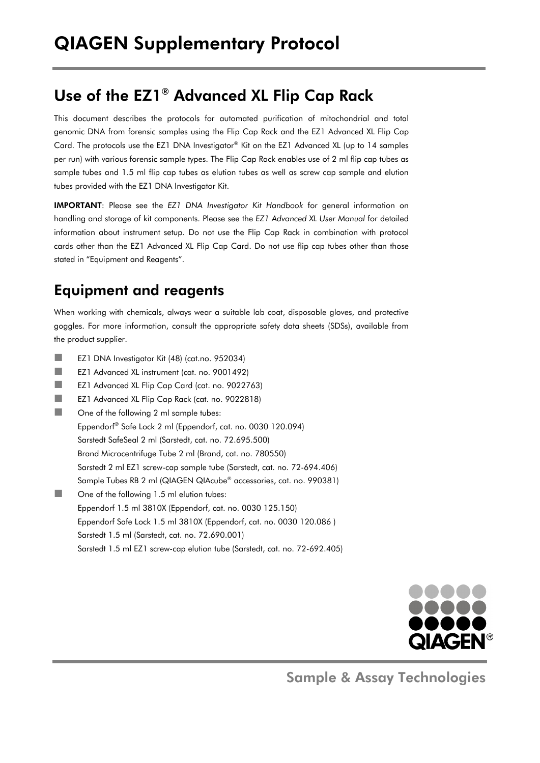# QIAGEN Supplementary Protocol

## Use of the EZ1® Advanced XL Flip Cap Rack

This document describes the protocols for automated purification of mitochondrial and total genomic DNA from forensic samples using the Flip Cap Rack and the EZ1 Advanced XL Flip Cap Card. The protocols use the EZ1 DNA Investigator® Kit on the EZ1 Advanced XL (up to 14 samples per run) with various forensic sample types. The Flip Cap Rack enables use of 2 ml flip cap tubes as sample tubes and 1.5 ml flip cap tubes as elution tubes as well as screw cap sample and elution tubes provided with the EZ1 DNA Investigator Kit.

**IMPORTANT**: Please see the *EZ1 DNA Investigator Kit Handbook* for general information on handling and storage of kit components. Please see the *EZ1 Advanced XL User Manual* for detailed information about instrument setup. Do not use the Flip Cap Rack in combination with protocol cards other than the EZ1 Advanced XL Flip Cap Card. Do not use flip cap tubes other than those stated in "Equipment and Reagents".

## Equipment and reagents

When working with chemicals, always wear a suitable lab coat, disposable gloves, and protective goggles. For more information, consult the appropriate safety data sheets (SDSs), available from the product supplier.

- EZ1 DNA Investigator Kit (48) (cat.no. 952034)
- EZ1 Advanced XL instrument (cat. no. 9001492)
- EZ1 Advanced XL Flip Cap Card (cat. no. 9022763)
- EZ1 Advanced XL Flip Cap Rack (cat. no. 9022818)
- One of the following 2 ml sample tubes:
  Eppendorf® Safe Lock 2 ml (Eppendorf, cat. no. 0030 120.094)
  Sarstedt SafeSeal 2 ml (Sarstedt, cat. no. 72.695.500)
  Brand Microcentrifuge Tube 2 ml (Brand, cat. no. 780550)
  Sarstedt 2 ml EZ1 screw-cap sample tube (Sarstedt, cat. no. 72-694.406)
  Sample Tubes RB 2 ml (QIAGEN QIAcube® accessories, cat. no. 990381)
- One of the following 1.5 ml elution tubes:
  Eppendorf 1.5 ml 3810X (Eppendorf, cat. no. 0030 125.150)
  Eppendorf Safe Lock 1.5 ml 3810X (Eppendorf, cat. no. 0030 120.086 )
  Sarstedt 1.5 ml (Sarstedt, cat. no. 72.690.001)
  Sarstedt 1.5 ml EZ1 screw-cap elution tube (Sarstedt, cat. no. 72-692.405)

Sample & Assay Technologies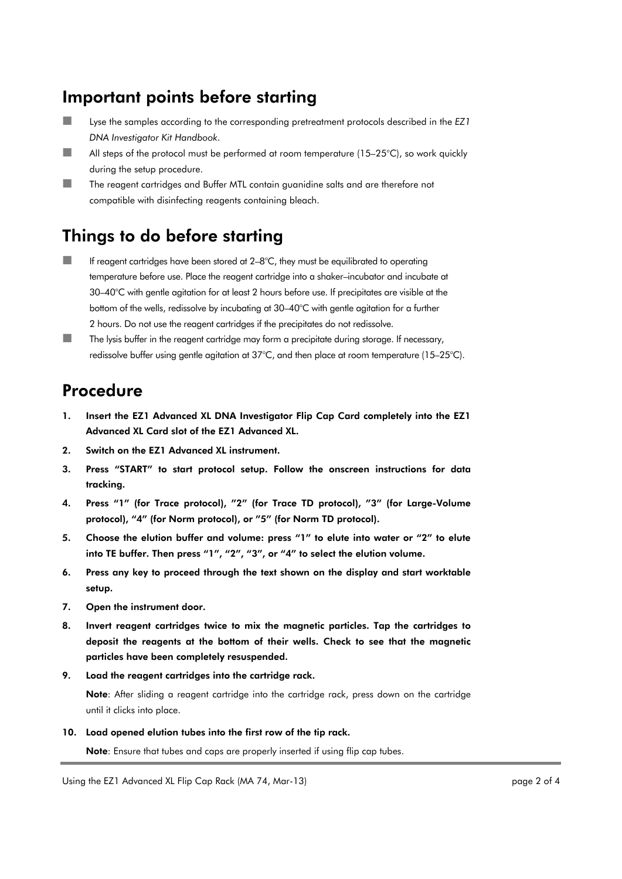## Important points before starting

- Lyse the samples according to the corresponding pretreatment protocols described in the *EZ1 DNA Investigator Kit Handbook*.
- All steps of the protocol must be performed at room temperature (15–25°C), so work quickly during the setup procedure.
- The reagent cartridges and Buffer MTL contain guanidine salts and are therefore not compatible with disinfecting reagents containing bleach.

## Things to do before starting

- If reagent cartridges have been stored at 2–8°C, they must be equilibrated to operating temperature before use. Place the reagent cartridge into a shaker–incubator and incubate at 30–40°C with gentle agitation for at least 2 hours before use. If precipitates are visible at the bottom of the wells, redissolve by incubating at 30–40°C with gentle agitation for a further 2 hours. Do not use the reagent cartridges if the precipitates do not redissolve.
- The lysis buffer in the reagent cartridge may form a precipitate during storage. If necessary, redissolve buffer using gentle agitation at 37°C, and then place at room temperature (15–25°C).

## Procedure

1. **Insert the EZ1 Advanced XL DNA Investigator Flip Cap Card completely into the EZ1 Advanced XL Card slot of the EZ1 Advanced XL.**
2. **Switch on the EZ1 Advanced XL instrument.**
3. **Press "START" to start protocol setup. Follow the onscreen instructions for data tracking.**
4. **Press "1" (for Trace protocol), "2" (for Trace TD protocol), "3" (for Large-Volume protocol), "4" (for Norm protocol), or "5" (for Norm TD protocol).**
5. **Choose the elution buffer and volume: press "1" to elute into water or "2" to elute into TE buffer. Then press "1", "2", "3", or "4" to select the elution volume.**
6. **Press any key to proceed through the text shown on the display and start worktable setup.**
7. **Open the instrument door.**
8. **Invert reagent cartridges twice to mix the magnetic particles. Tap the cartridges to deposit the reagents at the bottom of their wells. Check to see that the magnetic particles have been completely resuspended.**
9. **Load the reagent cartridges into the cartridge rack.**

   **Note**: After sliding a reagent cartridge into the cartridge rack, press down on the cartridge until it clicks into place.
10. **Load opened elution tubes into the first row of the tip rack.**

    **Note**: Ensure that tubes and caps are properly inserted if using flip cap tubes.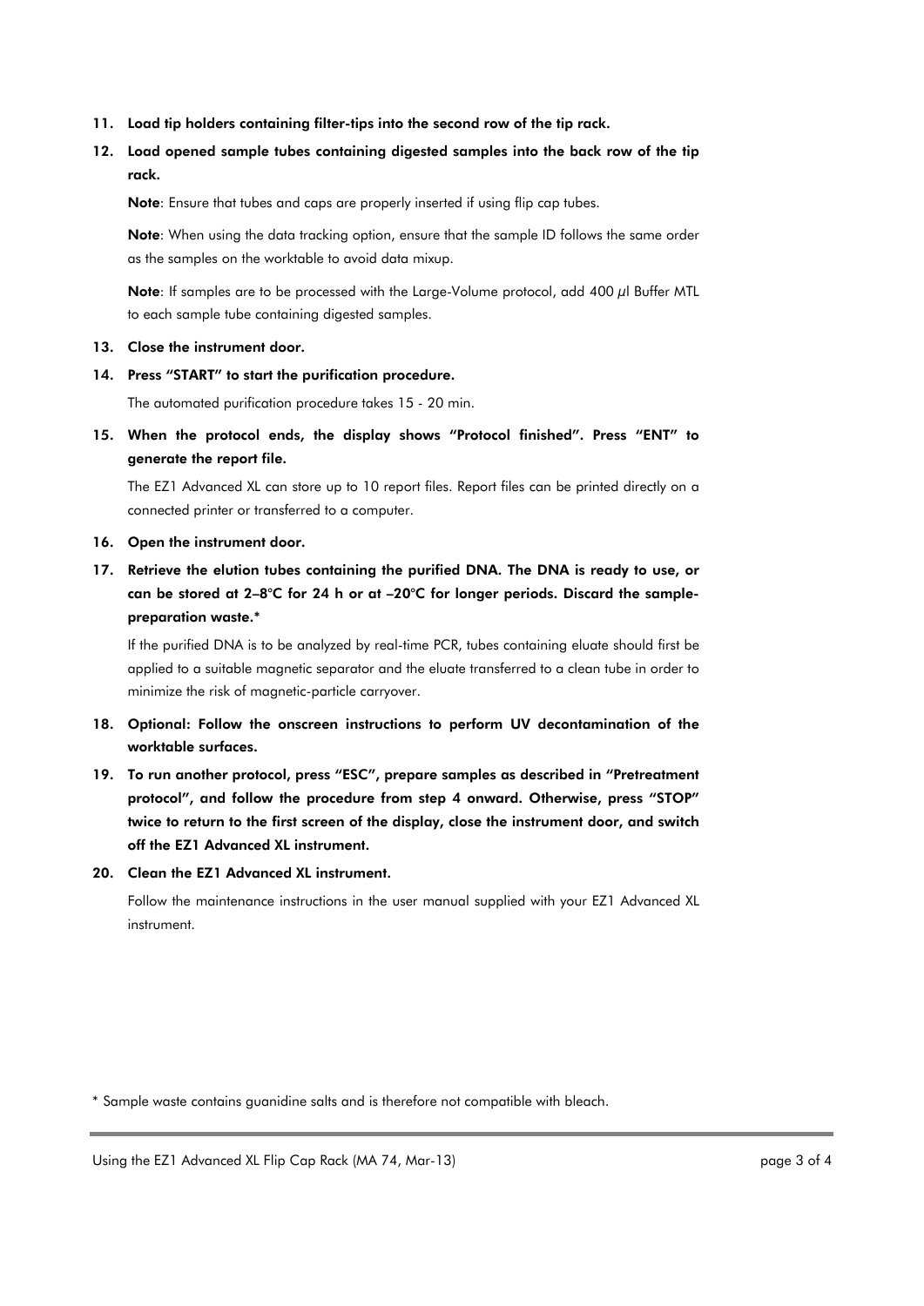11. **Load tip holders containing filter-tips into the second row of the tip rack.**

12. **Load opened sample tubes containing digested samples into the back row of the tip rack.**

    **Note**: Ensure that tubes and caps are properly inserted if using flip cap tubes.

    **Note**: When using the data tracking option, ensure that the sample ID follows the same order as the samples on the worktable to avoid data mixup.

    **Note**: If samples are to be processed with the Large-Volume protocol, add 400 µl Buffer MTL to each sample tube containing digested samples.

13. **Close the instrument door.**

14. **Press "START" to start the purification procedure.**

    The automated purification procedure takes 15 - 20 min.

15. **When the protocol ends, the display shows "Protocol finished". Press "ENT" to generate the report file.**

    The EZ1 Advanced XL can store up to 10 report files. Report files can be printed directly on a connected printer or transferred to a computer.

16. **Open the instrument door.**

17. **Retrieve the elution tubes containing the purified DNA. The DNA is ready to use, or can be stored at 2–8°C for 24 h or at –20°C for longer periods. Discard the sample-preparation waste.***

    If the purified DNA is to be analyzed by real-time PCR, tubes containing eluate should first be applied to a suitable magnetic separator and the eluate transferred to a clean tube in order to minimize the risk of magnetic-particle carryover.

18. **Optional: Follow the onscreen instructions to perform UV decontamination of the worktable surfaces.**

19. **To run another protocol, press "ESC", prepare samples as described in "Pretreatment protocol", and follow the procedure from step 4 onward. Otherwise, press "STOP" twice to return to the first screen of the display, close the instrument door, and switch off the EZ1 Advanced XL instrument.**

20. **Clean the EZ1 Advanced XL instrument.**

    Follow the maintenance instructions in the user manual supplied with your EZ1 Advanced XL instrument.

* Sample waste contains guanidine salts and is therefore not compatible with bleach.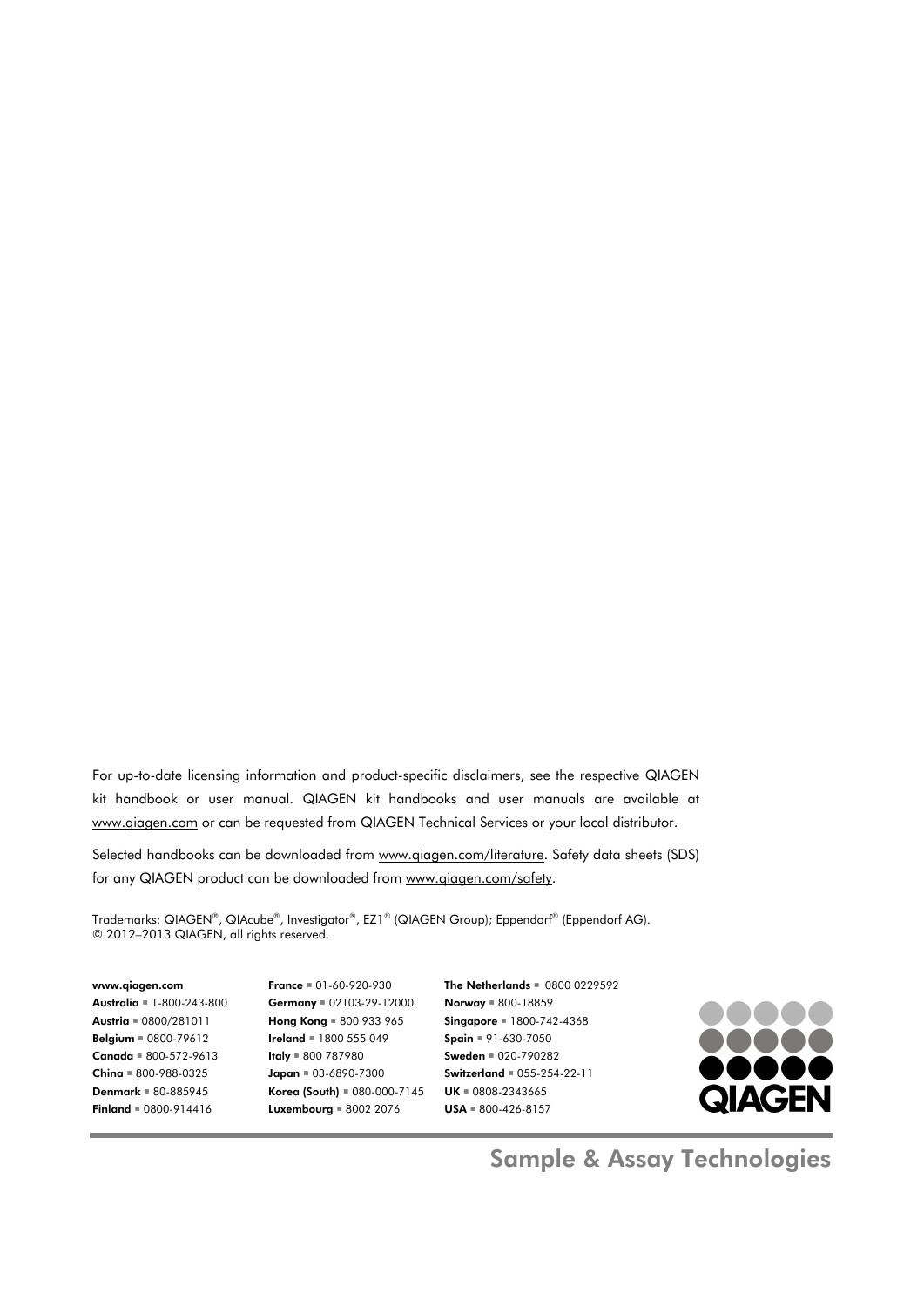For up-to-date licensing information and product-specific disclaimers, see the respective QIAGEN kit handbook or user manual. QIAGEN kit handbooks and user manuals are available at www.qiagen.com or can be requested from QIAGEN Technical Services or your local distributor.

Selected handbooks can be downloaded from www.qiagen.com/literature. Safety data sheets (SDS) for any QIAGEN product can be downloaded from www.qiagen.com/safety.

Trademarks: QIAGEN®, QIAcube®, Investigator®, EZ1® (QIAGEN Group); Eppendorf® (Eppendorf AG).
© 2012–2013 QIAGEN, all rights reserved.

**www.qiagen.com**
**Australia** ▪ 1-800-243-800
**Austria** ▪ 0800/281011
**Belgium** ▪ 0800-79612
**Canada** ▪ 800-572-9613
**China** ▪ 800-988-0325
**Denmark** ▪ 80-885945
**Finland** ▪ 0800-914416
**France** ▪ 01-60-920-930
**Germany** ▪ 02103-29-12000
**Hong Kong** ▪ 800 933 965
**Ireland** ▪ 1800 555 049
**Italy** ▪ 800 787980
**Japan** ▪ 03-6890-7300
**Korea (South)** ▪ 080-000-7145
**Luxembourg** ▪ 8002 2076
**The Netherlands** ▪ 0800 0229592
**Norway** ▪ 800-18859
**Singapore** ▪ 1800-742-4368
**Spain** ▪ 91-630-7050
**Sweden** ▪ 020-790282
**Switzerland** ▪ 055-254-22-11
**UK** ▪ 0808-2343665
**USA** ▪ 800-426-8157

QIAGEN

Sample & Assay Technologies